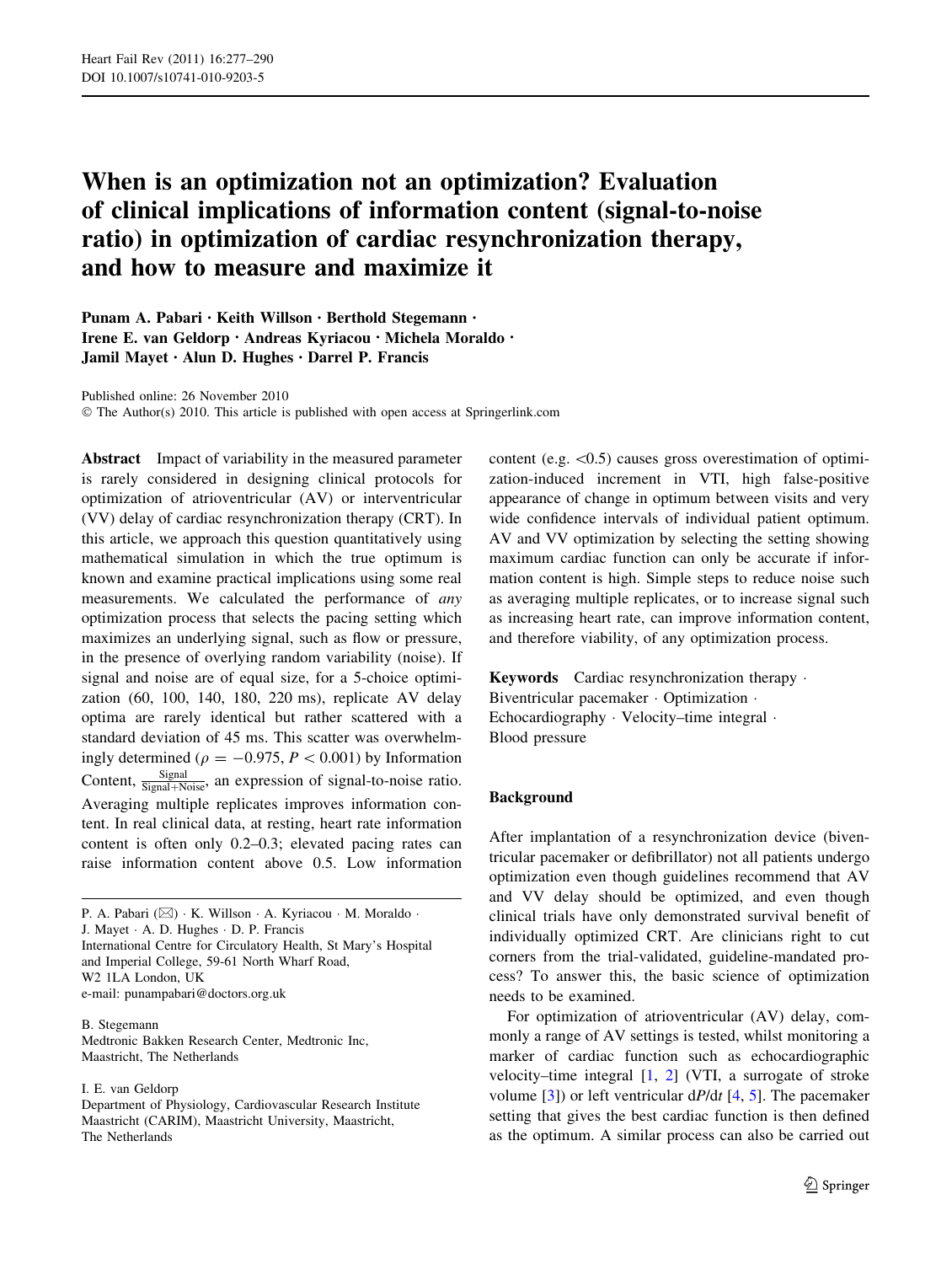# When is an optimization not an optimization? Evaluation of clinical implications of information content (signal-to-noise ratio) in optimization of cardiac resynchronization therapy, and how to measure and maximize it

**Punam A. Pabari · Keith Willson · Berthold Stegemann · Irene E. van Geldorp · Andreas Kyriacou · Michela Moraldo · Jamil Mayet · Alun D. Hughes · Darrel P. Francis**

Published online: 26 November 2010
© The Author(s) 2010. This article is published with open access at Springerlink.com

**Abstract** Impact of variability in the measured parameter is rarely considered in designing clinical protocols for optimization of atrioventricular (AV) or interventricular (VV) delay of cardiac resynchronization therapy (CRT). In this article, we approach this question quantitatively using mathematical simulation in which the true optimum is known and examine practical implications using some real measurements. We calculated the performance of *any* optimization process that selects the pacing setting which maximizes an underlying signal, such as flow or pressure, in the presence of overlying random variability (noise). If signal and noise are of equal size, for a 5-choice optimization (60, 100, 140, 180, 220 ms), replicate AV delay optima are rarely identical but rather scattered with a standard deviation of 45 ms. This scatter was overwhelmingly determined ($\rho = -0.975$, $P < 0.001$) by Information Content, $\frac{\text{Signal}}{\text{Signal+Noise}}$, an expression of signal-to-noise ratio. Averaging multiple replicates improves information content. In real clinical data, at resting, heart rate information content is often only 0.2–0.3; elevated pacing rates can raise information content above 0.5. Low information content (e.g. <0.5) causes gross overestimation of optimization-induced increment in VTI, high false-positive appearance of change in optimum between visits and very wide confidence intervals of individual patient optimum. AV and VV optimization by selecting the setting showing maximum cardiac function can only be accurate if information content is high. Simple steps to reduce noise such as averaging multiple replicates, or to increase signal such as increasing heart rate, can improve information content, and therefore viability, of any optimization process.

**Keywords** Cardiac resynchronization therapy · Biventricular pacemaker · Optimization · Echocardiography · Velocity–time integral · Blood pressure

P. A. Pabari (✉) · K. Willson · A. Kyriacou · M. Moraldo · J. Mayet · A. D. Hughes · D. P. Francis
International Centre for Circulatory Health, St Mary's Hospital and Imperial College, 59-61 North Wharf Road, W2 1LA London, UK
e-mail: punampabari@doctors.org.uk

B. Stegemann
Medtronic Bakken Research Center, Medtronic Inc, Maastricht, The Netherlands

I. E. van Geldorp
Department of Physiology, Cardiovascular Research Institute Maastricht (CARIM), Maastricht University, Maastricht, The Netherlands

## Background

After implantation of a resynchronization device (biventricular pacemaker or defibrillator) not all patients undergo optimization even though guidelines recommend that AV and VV delay should be optimized, and even though clinical trials have only demonstrated survival benefit of individually optimized CRT. Are clinicians right to cut corners from the trial-validated, guideline-mandated process? To answer this, the basic science of optimization needs to be examined.

For optimization of atrioventricular (AV) delay, commonly a range of AV settings is tested, whilst monitoring a marker of cardiac function such as echocardiographic velocity–time integral [1, 2] (VTI, a surrogate of stroke volume [3]) or left ventricular d*P*/d*t* [4, 5]. The pacemaker setting that gives the best cardiac function is then defined as the optimum. A similar process can also be carried out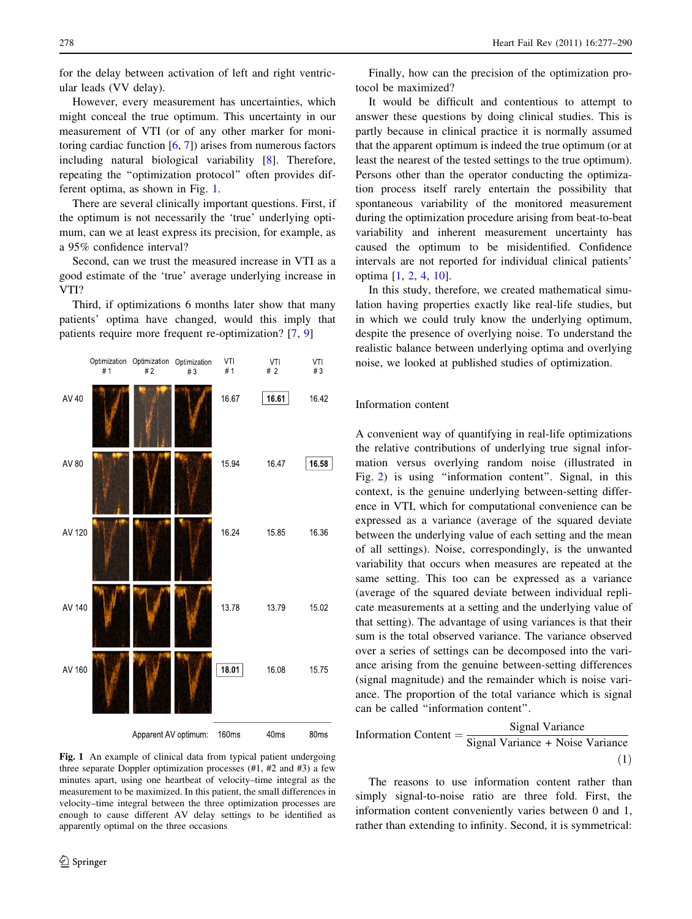for the delay between activation of left and right ventricular leads (VV delay).

However, every measurement has uncertainties, which might conceal the true optimum. This uncertainty in our measurement of VTI (or of any other marker for monitoring cardiac function [6, 7]) arises from numerous factors including natural biological variability [8]. Therefore, repeating the "optimization protocol" often provides different optima, as shown in Fig. 1.

There are several clinically important questions. First, if the optimum is not necessarily the 'true' underlying optimum, can we at least express its precision, for example, as a 95% confidence interval?

Second, can we trust the measured increase in VTI as a good estimate of the 'true' average underlying increase in VTI?

Third, if optimizations 6 months later show that many patients' optima have changed, would this imply that patients require more frequent re-optimization? [7, 9]

| | VTI #1 | VTI #2 | VTI #3 |
|---|---|---|---|
| AV 40 | 16.67 | **16.61** | 16.42 |
| AV 80 | 15.94 | 16.47 | **16.58** |
| AV 120 | 16.24 | 15.85 | 16.36 |
| AV 140 | 13.78 | 13.79 | 15.02 |
| AV 160 | **18.01** | 16.08 | 15.75 |
| Apparent AV optimum: | 160ms | 40ms | 80ms |

**Fig. 1** An example of clinical data from typical patient undergoing three separate Doppler optimization processes (#1, #2 and #3) a few minutes apart, using one heartbeat of velocity–time integral as the measurement to be maximized. In this patient, the small differences in velocity–time integral between the three optimization processes are enough to cause different AV delay settings to be identified as apparently optimal on the three occasions

Finally, how can the precision of the optimization protocol be maximized?

It would be difficult and contentious to attempt to answer these questions by doing clinical studies. This is partly because in clinical practice it is normally assumed that the apparent optimum is indeed the true optimum (or at least the nearest of the tested settings to the true optimum). Persons other than the operator conducting the optimization process itself rarely entertain the possibility that spontaneous variability of the monitored measurement during the optimization procedure arising from beat-to-beat variability and inherent measurement uncertainty has caused the optimum to be misidentified. Confidence intervals are not reported for individual clinical patients' optima [1, 2, 4, 10].

In this study, therefore, we created mathematical simulation having properties exactly like real-life studies, but in which we could truly know the underlying optimum, despite the presence of overlying noise. To understand the realistic balance between underlying optima and overlying noise, we looked at published studies of optimization.

## Information content

A convenient way of quantifying in real-life optimizations the relative contributions of underlying true signal information versus overlying random noise (illustrated in Fig. 2) is using "information content". Signal, in this context, is the genuine underlying between-setting difference in VTI, which for computational convenience can be expressed as a variance (average of the squared deviate between the underlying value of each setting and the mean of all settings). Noise, correspondingly, is the unwanted variability that occurs when measures are repeated at the same setting. This too can be expressed as a variance (average of the squared deviate between individual replicate measurements at a setting and the underlying value of that setting). The advantage of using variances is that their sum is the total observed variance. The variance observed over a series of settings can be decomposed into the variance arising from the genuine between-setting differences (signal magnitude) and the remainder which is noise variance. The proportion of the total variance which is signal can be called "information content".

$$\text{Information Content} = \frac{\text{Signal Variance}}{\text{Signal Variance} + \text{Noise Variance}} \tag{1}$$

The reasons to use information content rather than simply signal-to-noise ratio are three fold. First, the information content conveniently varies between 0 and 1, rather than extending to infinity. Second, it is symmetrical: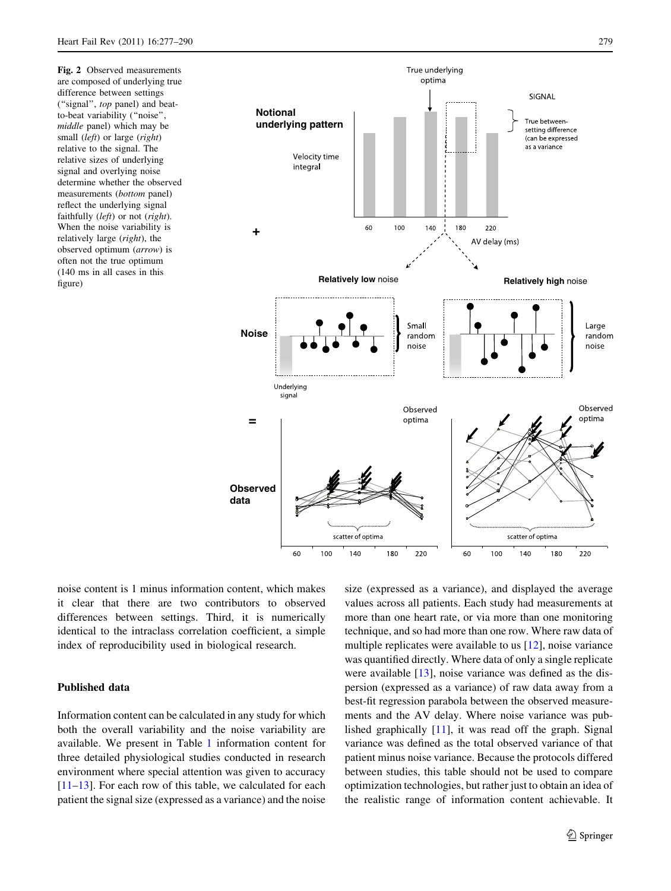**Fig. 2** Observed measurements are composed of underlying true difference between settings ("signal", *top* panel) and beat-to-beat variability ("noise", *middle* panel) which may be small (*left*) or large (*right*) relative to the signal. The relative sizes of underlying signal and overlying noise determine whether the observed measurements (*bottom* panel) reflect the underlying signal faithfully (*left*) or not (*right*). When the noise variability is relatively large (*right*), the observed optimum (*arrow*) is often not the true optimum (140 ms in all cases in this figure)

noise content is 1 minus information content, which makes it clear that there are two contributors to observed differences between settings. Third, it is numerically identical to the intraclass correlation coefficient, a simple index of reproducibility used in biological research.

## Published data

Information content can be calculated in any study for which both the overall variability and the noise variability are available. We present in Table 1 information content for three detailed physiological studies conducted in research environment where special attention was given to accuracy [11–13]. For each row of this table, we calculated for each patient the signal size (expressed as a variance) and the noise size (expressed as a variance), and displayed the average values across all patients. Each study had measurements at more than one heart rate, or via more than one monitoring technique, and so had more than one row. Where raw data of multiple replicates were available to us [12], noise variance was quantified directly. Where data of only a single replicate were available [13], noise variance was defined as the dispersion (expressed as a variance) of raw data away from a best-fit regression parabola between the observed measurements and the AV delay. Where noise variance was published graphically [11], it was read off the graph. Signal variance was defined as the total observed variance of that patient minus noise variance. Because the protocols differed between studies, this table should not be used to compare optimization technologies, but rather just to obtain an idea of the realistic range of information content achievable. It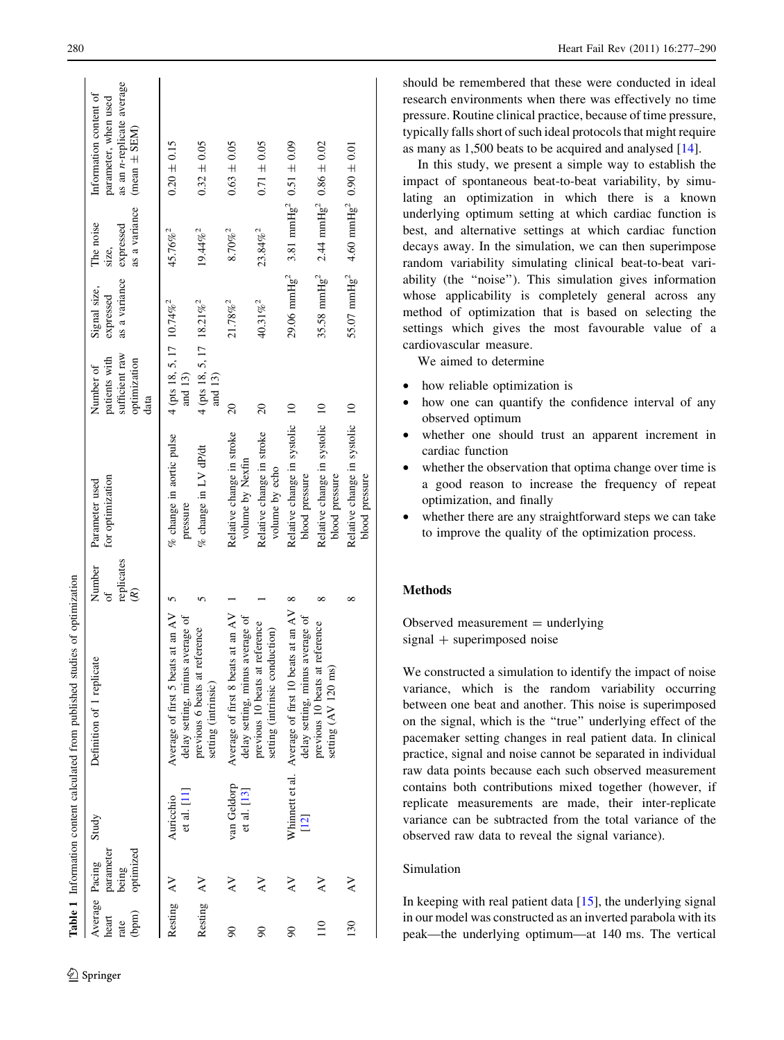**Table 1** Information content calculated from published studies of optimization

| Average heart rate (bpm) | Pacing parameter being optimized | Study | Definition of 1 replicate | Number of replicates ($R$) | Parameter used for optimization | Number of patients with sufficient raw optimization data | Signal size, expressed as a variance | The noise size, expressed as a variance | Information content of parameter, when used as an $n$-replicate average (mean ± SEM) |
|---|---|---|---|---|---|---|---|---|---|
| Resting | AV | Auricchio et al. [11] | Average of first 5 beats at an AV delay setting, minus average of previous 6 beats at reference setting (intrinsic) | 5 | % change in aortic pulse pressure | 4 (pts 18, 5, 17 and 13) | 10.74%$^2$ | 45.76%$^2$ | 0.20 ± 0.15 |
| Resting | AV | | | 5 | % change in LV dP/dt | 4 (pts 18, 5, 17 and 13) | 18.21%$^2$ | 19.44%$^2$ | 0.32 ± 0.05 |
| 90 | AV | van Geldorp et al. [13] | Average of first 8 beats at an AV delay setting, minus average of previous 10 beats at reference setting (intrinsic conduction) | 1 | Relative change in stroke volume by Nexfin | 20 | 21.78%$^2$ | 8.70%$^2$ | 0.63 ± 0.05 |
| 90 | AV | | | 1 | Relative change in stroke volume by echo | 20 | 40.31%$^2$ | 23.84%$^2$ | 0.71 ± 0.05 |
| 90 | AV | Whinnett et al. [12] | Average of first 10 beats at an AV delay setting, minus average of previous 10 beats at reference setting (AV 120 ms) | 8 | Relative change in systolic blood pressure | 10 | 29.06 mmHg$^2$ | 3.81 mmHg$^2$ | 0.51 ± 0.09 |
| 110 | AV | | | 8 | Relative change in systolic blood pressure | 10 | 35.58 mmHg$^2$ | 2.44 mmHg$^2$ | 0.86 ± 0.02 |
| 130 | AV | | | 8 | Relative change in systolic blood pressure | 10 | 55.07 mmHg$^2$ | 4.60 mmHg$^2$ | 0.90 ± 0.01 |

should be remembered that these were conducted in ideal research environments when there was effectively no time pressure. Routine clinical practice, because of time pressure, typically falls short of such ideal protocols that might require as many as 1,500 beats to be acquired and analysed [14].

In this study, we present a simple way to establish the impact of spontaneous beat-to-beat variability, by simulating an optimization in which there is a known underlying optimum setting at which cardiac function is best, and alternative settings at which cardiac function decays away. In the simulation, we can then superimpose random variability simulating clinical beat-to-beat variability (the "noise"). This simulation gives information whose applicability is completely general across any method of optimization that is based on selecting the settings which gives the most favourable value of a cardiovascular measure.

We aimed to determine

- how reliable optimization is
- how one can quantify the confidence interval of any observed optimum
- whether one should trust an apparent increment in cardiac function
- whether the observation that optima change over time is a good reason to increase the frequency of repeat optimization, and finally
- whether there are any straightforward steps we can take to improve the quality of the optimization process.

## Methods

Observed measurement = underlying signal + superimposed noise

We constructed a simulation to identify the impact of noise variance, which is the random variability occurring between one beat and another. This noise is superimposed on the signal, which is the "true" underlying effect of the pacemaker setting changes in real patient data. In clinical practice, signal and noise cannot be separated in individual raw data points because each such observed measurement contains both contributions mixed together (however, if replicate measurements are made, their inter-replicate variance can be subtracted from the total variance of the observed raw data to reveal the signal variance).

### Simulation

In keeping with real patient data [15], the underlying signal in our model was constructed as an inverted parabola with its peak—the underlying optimum—at 140 ms. The vertical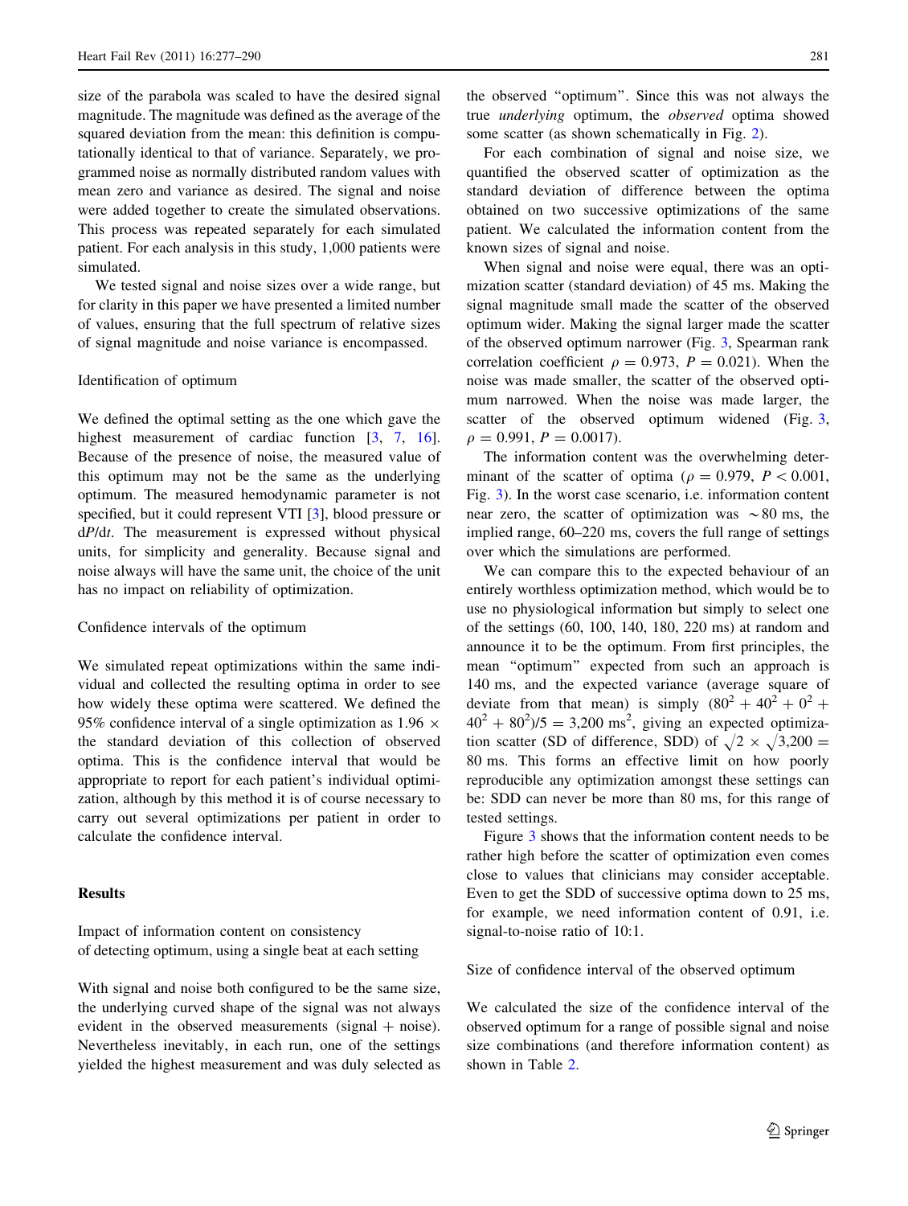size of the parabola was scaled to have the desired signal magnitude. The magnitude was defined as the average of the squared deviation from the mean: this definition is computationally identical to that of variance. Separately, we programmed noise as normally distributed random values with mean zero and variance as desired. The signal and noise were added together to create the simulated observations. This process was repeated separately for each simulated patient. For each analysis in this study, 1,000 patients were simulated.

We tested signal and noise sizes over a wide range, but for clarity in this paper we have presented a limited number of values, ensuring that the full spectrum of relative sizes of signal magnitude and noise variance is encompassed.

### Identification of optimum

We defined the optimal setting as the one which gave the highest measurement of cardiac function [3, 7, 16]. Because of the presence of noise, the measured value of this optimum may not be the same as the underlying optimum. The measured hemodynamic parameter is not specified, but it could represent VTI [3], blood pressure or d*P*/d*t*. The measurement is expressed without physical units, for simplicity and generality. Because signal and noise always will have the same unit, the choice of the unit has no impact on reliability of optimization.

### Confidence intervals of the optimum

We simulated repeat optimizations within the same individual and collected the resulting optima in order to see how widely these optima were scattered. We defined the 95% confidence interval of a single optimization as 1.96 × the standard deviation of this collection of observed optima. This is the confidence interval that would be appropriate to report for each patient's individual optimization, although by this method it is of course necessary to carry out several optimizations per patient in order to calculate the confidence interval.

## Results

### Impact of information content on consistency of detecting optimum, using a single beat at each setting

With signal and noise both configured to be the same size, the underlying curved shape of the signal was not always evident in the observed measurements (signal + noise). Nevertheless inevitably, in each run, one of the settings yielded the highest measurement and was duly selected as the observed "optimum". Since this was not always the true *underlying* optimum, the *observed* optima showed some scatter (as shown schematically in Fig. 2).

For each combination of signal and noise size, we quantified the observed scatter of optimization as the standard deviation of difference between the optima obtained on two successive optimizations of the same patient. We calculated the information content from the known sizes of signal and noise.

When signal and noise were equal, there was an optimization scatter (standard deviation) of 45 ms. Making the signal magnitude small made the scatter of the observed optimum wider. Making the signal larger made the scatter of the observed optimum narrower (Fig. 3, Spearman rank correlation coefficient $\rho = 0.973$, $P = 0.021$). When the noise was made smaller, the scatter of the observed optimum narrowed. When the noise was made larger, the scatter of the observed optimum widened (Fig. 3, $\rho = 0.991$, $P = 0.0017$).

The information content was the overwhelming determinant of the scatter of optima ($\rho = 0.979$, $P < 0.001$, Fig. 3). In the worst case scenario, i.e. information content near zero, the scatter of optimization was ~80 ms, the implied range, 60–220 ms, covers the full range of settings over which the simulations are performed.

We can compare this to the expected behaviour of an entirely worthless optimization method, which would be to use no physiological information but simply to select one of the settings (60, 100, 140, 180, 220 ms) at random and announce it to be the optimum. From first principles, the mean "optimum" expected from such an approach is 140 ms, and the expected variance (average square of deviate from that mean) is simply $(80^2 + 40^2 + 0^2 + 40^2 + 80^2)/5 = 3{,}200$ ms$^2$, giving an expected optimization scatter (SD of difference, SDD) of $\sqrt{2} \times \sqrt{3{,}200} = 80$ ms. This forms an effective limit on how poorly reproducible any optimization amongst these settings can be: SDD can never be more than 80 ms, for this range of tested settings.

Figure 3 shows that the information content needs to be rather high before the scatter of optimization even comes close to values that clinicians may consider acceptable. Even to get the SDD of successive optima down to 25 ms, for example, we need information content of 0.91, i.e. signal-to-noise ratio of 10:1.

### Size of confidence interval of the observed optimum

We calculated the size of the confidence interval of the observed optimum for a range of possible signal and noise size combinations (and therefore information content) as shown in Table 2.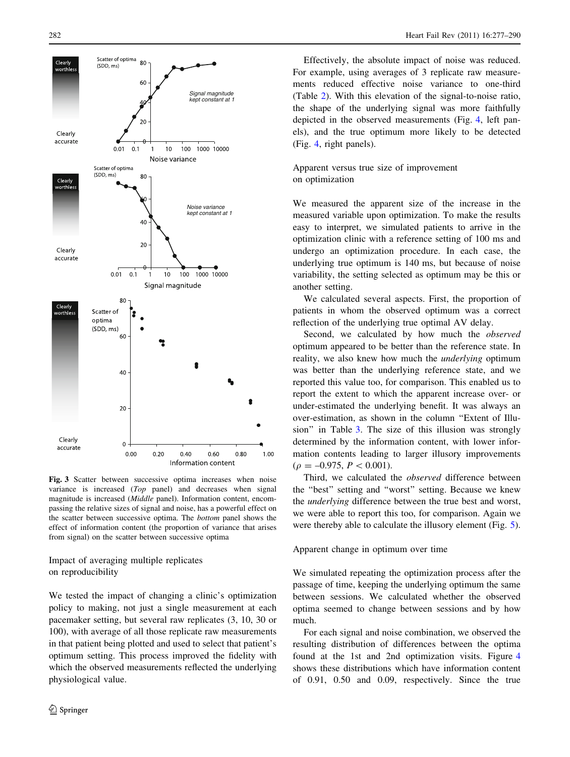Fig. 3 Scatter between successive optima increases when noise variance is increased (*Top* panel) and decreases when signal magnitude is increased (*Middle* panel). Information content, encompassing the relative sizes of signal and noise, has a powerful effect on the scatter between successive optima. The *bottom* panel shows the effect of information content (the proportion of variance that arises from signal) on the scatter between successive optima

### Impact of averaging multiple replicates on reproducibility

We tested the impact of changing a clinic's optimization policy to making, not just a single measurement at each pacemaker setting, but several raw replicates (3, 10, 30 or 100), with average of all those replicate raw measurements in that patient being plotted and used to select that patient's optimum setting. This process improved the fidelity with which the observed measurements reflected the underlying physiological value.

Effectively, the absolute impact of noise was reduced. For example, using averages of 3 replicate raw measurements reduced effective noise variance to one-third (Table 2). With this elevation of the signal-to-noise ratio, the shape of the underlying signal was more faithfully depicted in the observed measurements (Fig. 4, left panels), and the true optimum more likely to be detected (Fig. 4, right panels).

### Apparent versus true size of improvement on optimization

We measured the apparent size of the increase in the measured variable upon optimization. To make the results easy to interpret, we simulated patients to arrive in the optimization clinic with a reference setting of 100 ms and undergo an optimization procedure. In each case, the underlying true optimum is 140 ms, but because of noise variability, the setting selected as optimum may be this or another setting.

We calculated several aspects. First, the proportion of patients in whom the observed optimum was a correct reflection of the underlying true optimal AV delay.

Second, we calculated by how much the *observed* optimum appeared to be better than the reference state. In reality, we also knew how much the *underlying* optimum was better than the underlying reference state, and we reported this value too, for comparison. This enabled us to report the extent to which the apparent increase over- or under-estimated the underlying benefit. It was always an over-estimation, as shown in the column "Extent of Illusion" in Table 3. The size of this illusion was strongly determined by the information content, with lower information contents leading to larger illusory improvements ($\rho = -0.975$, $P < 0.001$).

Third, we calculated the *observed* difference between the "best" setting and "worst" setting. Because we knew the *underlying* difference between the true best and worst, we were able to report this too, for comparison. Again we were thereby able to calculate the illusory element (Fig. 5).

### Apparent change in optimum over time

We simulated repeating the optimization process after the passage of time, keeping the underlying optimum the same between sessions. We calculated whether the observed optima seemed to change between sessions and by how much.

For each signal and noise combination, we observed the resulting distribution of differences between the optima found at the 1st and 2nd optimization visits. Figure 4 shows these distributions which have information content of 0.91, 0.50 and 0.09, respectively. Since the true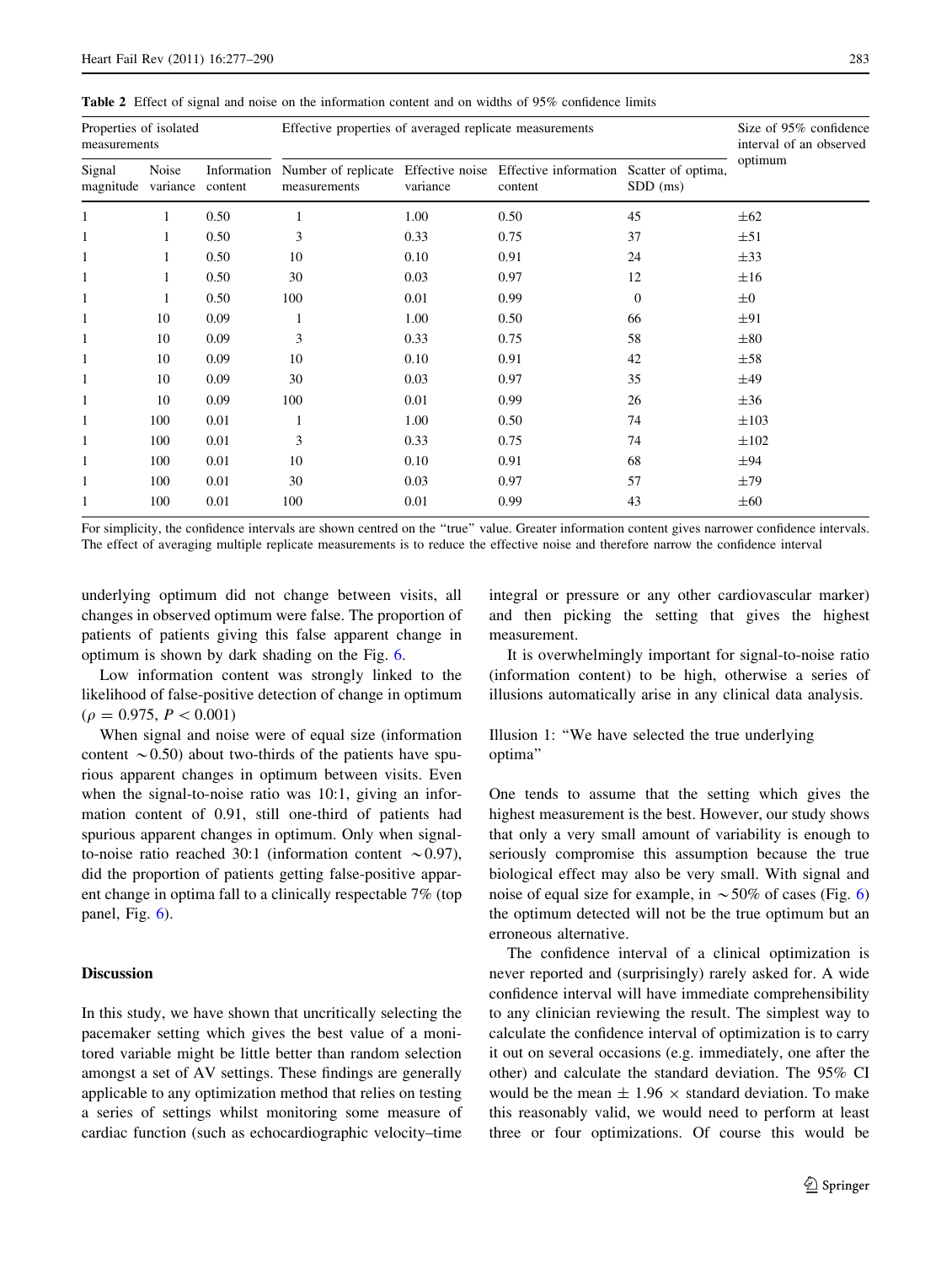**Table 2** Effect of signal and noise on the information content and on widths of 95% confidence limits

| Properties of isolated measurements | | | Effective properties of averaged replicate measurements | | | | Size of 95% confidence interval of an observed optimum |
|---|---|---|---|---|---|---|---|
| Signal magnitude | Noise variance | Information content | Number of replicate measurements | Effective noise variance | Effective information content | Scatter of optima, SDD (ms) | |
| 1 | 1 | 0.50 | 1 | 1.00 | 0.50 | 45 | ±62 |
| 1 | 1 | 0.50 | 3 | 0.33 | 0.75 | 37 | ±51 |
| 1 | 1 | 0.50 | 10 | 0.10 | 0.91 | 24 | ±33 |
| 1 | 1 | 0.50 | 30 | 0.03 | 0.97 | 12 | ±16 |
| 1 | 1 | 0.50 | 100 | 0.01 | 0.99 | 0 | ±0 |
| 1 | 10 | 0.09 | 1 | 1.00 | 0.50 | 66 | ±91 |
| 1 | 10 | 0.09 | 3 | 0.33 | 0.75 | 58 | ±80 |
| 1 | 10 | 0.09 | 10 | 0.10 | 0.91 | 42 | ±58 |
| 1 | 10 | 0.09 | 30 | 0.03 | 0.97 | 35 | ±49 |
| 1 | 10 | 0.09 | 100 | 0.01 | 0.99 | 26 | ±36 |
| 1 | 100 | 0.01 | 1 | 1.00 | 0.50 | 74 | ±103 |
| 1 | 100 | 0.01 | 3 | 0.33 | 0.75 | 74 | ±102 |
| 1 | 100 | 0.01 | 10 | 0.10 | 0.91 | 68 | ±94 |
| 1 | 100 | 0.01 | 30 | 0.03 | 0.97 | 57 | ±79 |
| 1 | 100 | 0.01 | 100 | 0.01 | 0.99 | 43 | ±60 |

For simplicity, the confidence intervals are shown centred on the "true" value. Greater information content gives narrower confidence intervals. The effect of averaging multiple replicate measurements is to reduce the effective noise and therefore narrow the confidence interval

underlying optimum did not change between visits, all changes in observed optimum were false. The proportion of patients of patients giving this false apparent change in optimum is shown by dark shading on the Fig. 6.

Low information content was strongly linked to the likelihood of false-positive detection of change in optimum ($\rho = 0.975$, $P < 0.001$)

When signal and noise were of equal size (information content $\sim 0.50$) about two-thirds of the patients have spurious apparent changes in optimum between visits. Even when the signal-to-noise ratio was 10:1, giving an information content of 0.91, still one-third of patients had spurious apparent changes in optimum. Only when signal-to-noise ratio reached 30:1 (information content $\sim 0.97$), did the proportion of patients getting false-positive apparent change in optima fall to a clinically respectable 7% (top panel, Fig. 6).

## Discussion

In this study, we have shown that uncritically selecting the pacemaker setting which gives the best value of a monitored variable might be little better than random selection amongst a set of AV settings. These findings are generally applicable to any optimization method that relies on testing a series of settings whilst monitoring some measure of cardiac function (such as echocardiographic velocity–time integral or pressure or any other cardiovascular marker) and then picking the setting that gives the highest measurement.

It is overwhelmingly important for signal-to-noise ratio (information content) to be high, otherwise a series of illusions automatically arise in any clinical data analysis.

### Illusion 1: "We have selected the true underlying optima"

One tends to assume that the setting which gives the highest measurement is the best. However, our study shows that only a very small amount of variability is enough to seriously compromise this assumption because the true biological effect may also be very small. With signal and noise of equal size for example, in $\sim 50\%$ of cases (Fig. 6) the optimum detected will not be the true optimum but an erroneous alternative.

The confidence interval of a clinical optimization is never reported and (surprisingly) rarely asked for. A wide confidence interval will have immediate comprehensibility to any clinician reviewing the result. The simplest way to calculate the confidence interval of optimization is to carry it out on several occasions (e.g. immediately, one after the other) and calculate the standard deviation. The 95% CI would be the mean $\pm$ 1.96 $\times$ standard deviation. To make this reasonably valid, we would need to perform at least three or four optimizations. Of course this would be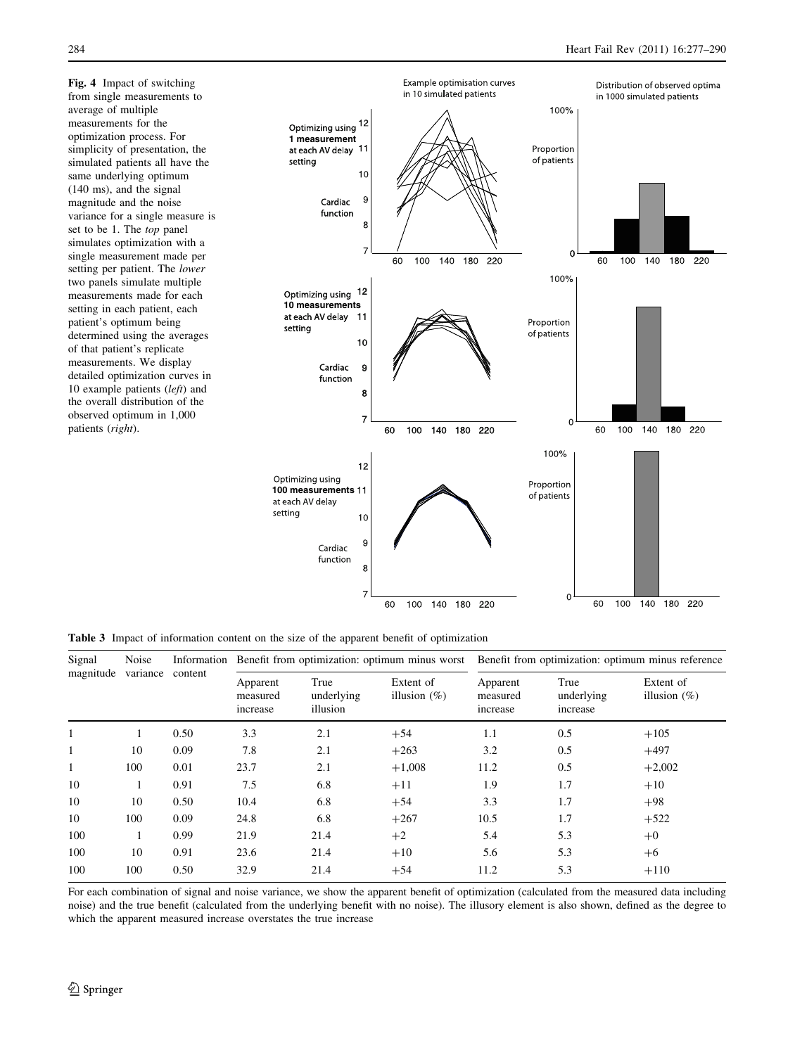**Fig. 4** Impact of switching from single measurements to average of multiple measurements for the optimization process. For simplicity of presentation, the simulated patients all have the same underlying optimum (140 ms), and the signal magnitude and the noise variance for a single measure is set to be 1. The *top* panel simulates optimization with a single measurement made per setting per patient. The *lower* two panels simulate multiple measurements made for each setting in each patient, each patient's optimum being determined using the averages of that patient's replicate measurements. We display detailed optimization curves in 10 example patients (*left*) and the overall distribution of the observed optimum in 1,000 patients (*right*).

**Table 3** Impact of information content on the size of the apparent benefit of optimization

| Signal magnitude | Noise variance | Information content | Benefit from optimization: optimum minus worst | | | Benefit from optimization: optimum minus reference | | |
|---|---|---|---|---|---|---|---|---|
| | | | Apparent measured increase | True underlying illusion | Extent of illusion (%) | Apparent measured increase | True underlying increase | Extent of illusion (%) |
| 1 | 1 | 0.50 | 3.3 | 2.1 | +54 | 1.1 | 0.5 | +105 |
| 1 | 10 | 0.09 | 7.8 | 2.1 | +263 | 3.2 | 0.5 | +497 |
| 1 | 100 | 0.01 | 23.7 | 2.1 | +1,008 | 11.2 | 0.5 | +2,002 |
| 10 | 1 | 0.91 | 7.5 | 6.8 | +11 | 1.9 | 1.7 | +10 |
| 10 | 10 | 0.50 | 10.4 | 6.8 | +54 | 3.3 | 1.7 | +98 |
| 10 | 100 | 0.09 | 24.8 | 6.8 | +267 | 10.5 | 1.7 | +522 |
| 100 | 1 | 0.99 | 21.9 | 21.4 | +2 | 5.4 | 5.3 | +0 |
| 100 | 10 | 0.91 | 23.6 | 21.4 | +10 | 5.6 | 5.3 | +6 |
| 100 | 100 | 0.50 | 32.9 | 21.4 | +54 | 11.2 | 5.3 | +110 |

For each combination of signal and noise variance, we show the apparent benefit of optimization (calculated from the measured data including noise) and the true benefit (calculated from the underlying benefit with no noise). The illusory element is also shown, defined as the degree to which the apparent measured increase overstates the true increase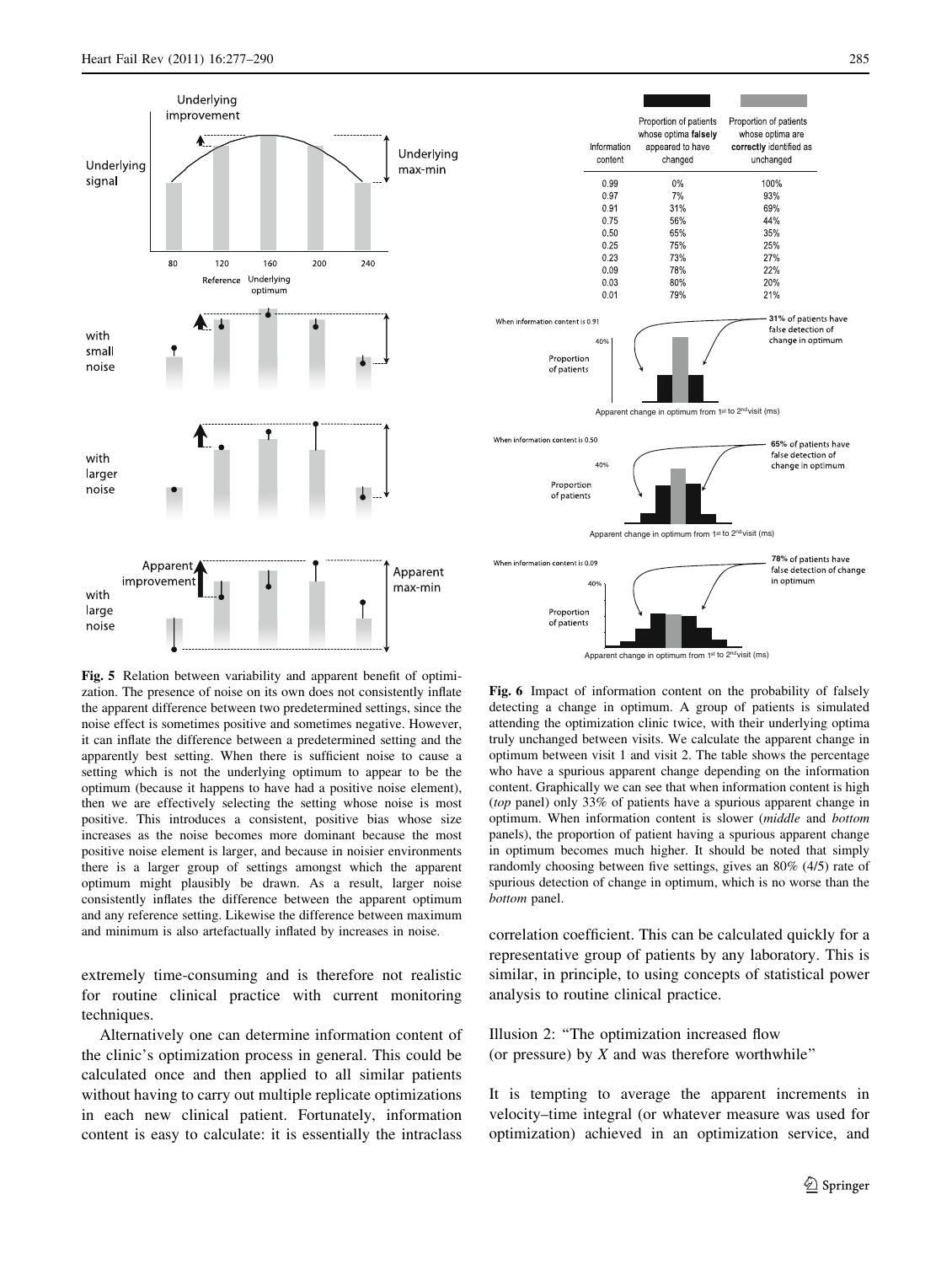Fig. 5 Relation between variability and apparent benefit of optimization. The presence of noise on its own does not consistently inflate the apparent difference between two predetermined settings, since the noise effect is sometimes positive and sometimes negative. However, it can inflate the difference between a predetermined setting and the apparently best setting. When there is sufficient noise to cause a setting which is not the underlying optimum to appear to be the optimum (because it happens to have had a positive noise element), then we are effectively selecting the setting whose noise is most positive. This introduces a consistent, positive bias whose size increases as the noise becomes more dominant because the most positive noise element is larger, and because in noisier environments there is a larger group of settings amongst which the apparent optimum might plausibly be drawn. As a result, larger noise consistently inflates the difference between the apparent optimum and any reference setting. Likewise the difference between maximum and minimum is also artefactually inflated by increases in noise.

| Information content | Proportion of patients whose optima **falsely** appeared to have changed | Proportion of patients whose optima are **correctly** identified as unchanged |
|---|---|---|
| 0.99 | 0% | 100% |
| 0.97 | 7% | 93% |
| 0.91 | 31% | 69% |
| 0.75 | 56% | 44% |
| 0.50 | 65% | 35% |
| 0.25 | 75% | 25% |
| 0.23 | 73% | 27% |
| 0.09 | 78% | 22% |
| 0.03 | 80% | 20% |
| 0.01 | 79% | 21% |

Fig. 6 Impact of information content on the probability of falsely detecting a change in optimum. A group of patients is simulated attending the optimization clinic twice, with their underlying optima truly unchanged between visits. We calculate the apparent change in optimum between visit 1 and visit 2. The table shows the percentage who have a spurious apparent change depending on the information content. Graphically we can see that when information content is high (*top* panel) only 33% of patients have a spurious apparent change in optimum. When information content is slower (*middle* and *bottom* panels), the proportion of patient having a spurious apparent change in optimum becomes much higher. It should be noted that simply randomly choosing between five settings, gives an 80% (4/5) rate of spurious detection of change in optimum, which is no worse than the *bottom* panel.

extremely time-consuming and is therefore not realistic for routine clinical practice with current monitoring techniques.

Alternatively one can determine information content of the clinic's optimization process in general. This could be calculated once and then applied to all similar patients without having to carry out multiple replicate optimizations in each new clinical patient. Fortunately, information content is easy to calculate: it is essentially the intraclass correlation coefficient. This can be calculated quickly for a representative group of patients by any laboratory. This is similar, in principle, to using concepts of statistical power analysis to routine clinical practice.

### Illusion 2: "The optimization increased flow (or pressure) by $X$ and was therefore worthwhile"

It is tempting to average the apparent increments in velocity–time integral (or whatever measure was used for optimization) achieved in an optimization service, and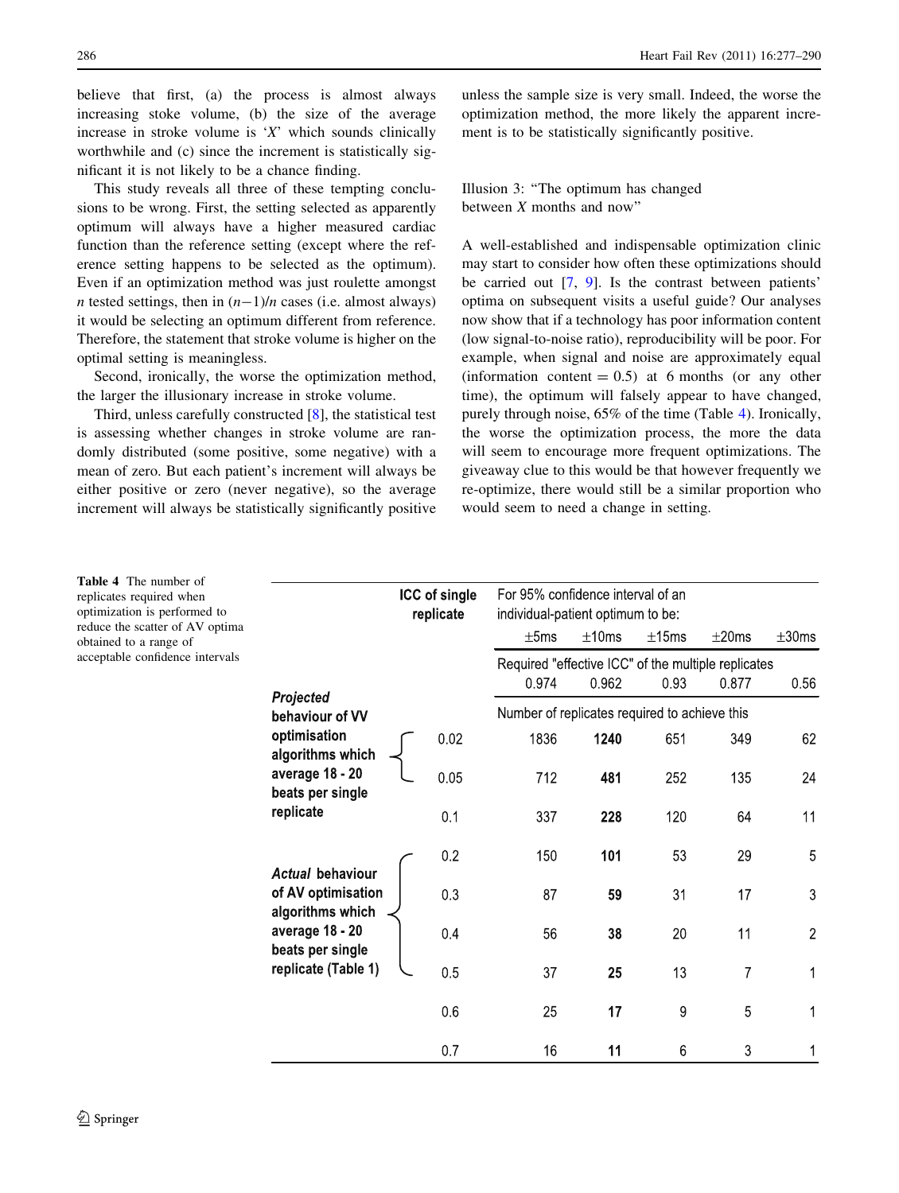believe that first, (a) the process is almost always increasing stoke volume, (b) the size of the average increase in stroke volume is '*X*' which sounds clinically worthwhile and (c) since the increment is statistically significant it is not likely to be a chance finding.

This study reveals all three of these tempting conclusions to be wrong. First, the setting selected as apparently optimum will always have a higher measured cardiac function than the reference setting (except where the reference setting happens to be selected as the optimum). Even if an optimization method was just roulette amongst $n$ tested settings, then in $(n-1)/n$ cases (i.e. almost always) it would be selecting an optimum different from reference. Therefore, the statement that stroke volume is higher on the optimal setting is meaningless.

Second, ironically, the worse the optimization method, the larger the illusionary increase in stroke volume.

Third, unless carefully constructed [8], the statistical test is assessing whether changes in stroke volume are randomly distributed (some positive, some negative) with a mean of zero. But each patient's increment will always be either positive or zero (never negative), so the average increment will always be statistically significantly positive unless the sample size is very small. Indeed, the worse the optimization method, the more likely the apparent increment is to be statistically significantly positive.

### Illusion 3: "The optimum has changed between X months and now"

A well-established and indispensable optimization clinic may start to consider how often these optimizations should be carried out [7, 9]. Is the contrast between patients' optima on subsequent visits a useful guide? Our analyses now show that if a technology has poor information content (low signal-to-noise ratio), reproducibility will be poor. For example, when signal and noise are approximately equal (information content = 0.5) at 6 months (or any other time), the optimum will falsely appear to have changed, purely through noise, 65% of the time (Table 4). Ironically, the worse the optimization process, the more the data will seem to encourage more frequent optimizations. The giveaway clue to this would be that however frequently we re-optimize, there would still be a similar proportion who would seem to need a change in setting.

**Table 4** The number of replicates required when optimization is performed to reduce the scatter of AV optima obtained to a range of acceptable confidence intervals

| | ICC of single replicate | For 95% confidence interval of an individual-patient optimum to be: | | | | |
|---|---|---|---|---|---|---|
| | | ±5ms | ±10ms | ±15ms | ±20ms | ±30ms |
| | | Required "effective ICC" of the multiple replicates | | | | |
| | | 0.974 | 0.962 | 0.93 | 0.877 | 0.56 |
| | | Number of replicates required to achieve this | | | | |
| ***Projected* behaviour of VV optimisation algorithms which average 18 - 20 beats per single replicate** | 0.02 | 1836 | **1240** | 651 | 349 | 62 |
| | 0.05 | 712 | **481** | 252 | 135 | 24 |
| | 0.1 | 337 | **228** | 120 | 64 | 11 |
| ***Actual* behaviour of AV optimisation algorithms which average 18 - 20 beats per single replicate (Table 1)** | 0.2 | 150 | **101** | 53 | 29 | 5 |
| | 0.3 | 87 | **59** | 31 | 17 | 3 |
| | 0.4 | 56 | **38** | 20 | 11 | 2 |
| | 0.5 | 37 | **25** | 13 | 7 | 1 |
| | 0.6 | 25 | **17** | 9 | 5 | 1 |
| | 0.7 | 16 | **11** | 6 | 3 | 1 |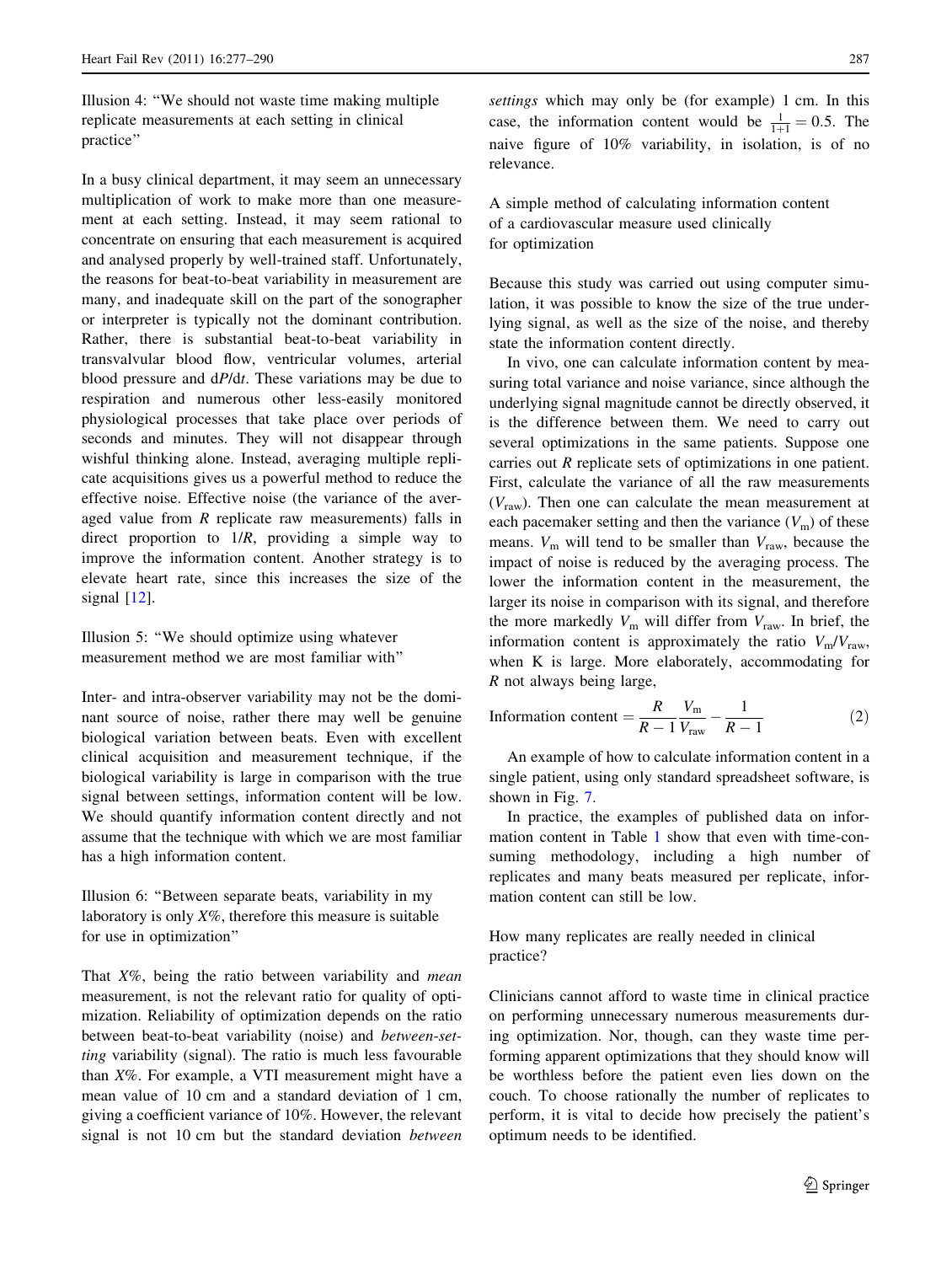### Illusion 4: "We should not waste time making multiple replicate measurements at each setting in clinical practice"

In a busy clinical department, it may seem an unnecessary multiplication of work to make more than one measurement at each setting. Instead, it may seem rational to concentrate on ensuring that each measurement is acquired and analysed properly by well-trained staff. Unfortunately, the reasons for beat-to-beat variability in measurement are many, and inadequate skill on the part of the sonographer or interpreter is typically not the dominant contribution. Rather, there is substantial beat-to-beat variability in transvalvular blood flow, ventricular volumes, arterial blood pressure and d$P$/d$t$. These variations may be due to respiration and numerous other less-easily monitored physiological processes that take place over periods of seconds and minutes. They will not disappear through wishful thinking alone. Instead, averaging multiple replicate acquisitions gives us a powerful method to reduce the effective noise. Effective noise (the variance of the averaged value from $R$ replicate raw measurements) falls in direct proportion to $1/R$, providing a simple way to improve the information content. Another strategy is to elevate heart rate, since this increases the size of the signal [12].

### Illusion 5: "We should optimize using whatever measurement method we are most familiar with"

Inter- and intra-observer variability may not be the dominant source of noise, rather there may well be genuine biological variation between beats. Even with excellent clinical acquisition and measurement technique, if the biological variability is large in comparison with the true signal between settings, information content will be low. We should quantify information content directly and not assume that the technique with which we are most familiar has a high information content.

### Illusion 6: "Between separate beats, variability in my laboratory is only X%, therefore this measure is suitable for use in optimization"

That X%, being the ratio between variability and *mean* measurement, is not the relevant ratio for quality of optimization. Reliability of optimization depends on the ratio between beat-to-beat variability (noise) and *between-setting* variability (signal). The ratio is much less favourable than X%. For example, a VTI measurement might have a mean value of 10 cm and a standard deviation of 1 cm, giving a coefficient variance of 10%. However, the relevant signal is not 10 cm but the standard deviation *between settings* which may only be (for example) 1 cm. In this case, the information content would be $\frac{1}{1+1} = 0.5$. The naive figure of 10% variability, in isolation, is of no relevance.

## A simple method of calculating information content of a cardiovascular measure used clinically for optimization

Because this study was carried out using computer simulation, it was possible to know the size of the true underlying signal, as well as the size of the noise, and thereby state the information content directly.

In vivo, one can calculate information content by measuring total variance and noise variance, since although the underlying signal magnitude cannot be directly observed, it is the difference between them. We need to carry out several optimizations in the same patients. Suppose one carries out $R$ replicate sets of optimizations in one patient. First, calculate the variance of all the raw measurements ($V_{\text{raw}}$). Then one can calculate the mean measurement at each pacemaker setting and then the variance ($V_{\text{m}}$) of these means. $V_{\text{m}}$ will tend to be smaller than $V_{\text{raw}}$, because the impact of noise is reduced by the averaging process. The lower the information content in the measurement, the larger its noise in comparison with its signal, and therefore the more markedly $V_{\text{m}}$ will differ from $V_{\text{raw}}$. In brief, the information content is approximately the ratio $V_{\text{m}}/V_{\text{raw}}$, when K is large. More elaborately, accommodating for $R$ not always being large,

$$\text{Information content} = \frac{R}{R-1}\frac{V_{\text{m}}}{V_{\text{raw}}} - \frac{1}{R-1} \tag{2}$$

An example of how to calculate information content in a single patient, using only standard spreadsheet software, is shown in Fig. 7.

In practice, the examples of published data on information content in Table 1 show that even with time-consuming methodology, including a high number of replicates and many beats measured per replicate, information content can still be low.

## How many replicates are really needed in clinical practice?

Clinicians cannot afford to waste time in clinical practice on performing unnecessary numerous measurements during optimization. Nor, though, can they waste time performing apparent optimizations that they should know will be worthless before the patient even lies down on the couch. To choose rationally the number of replicates to perform, it is vital to decide how precisely the patient's optimum needs to be identified.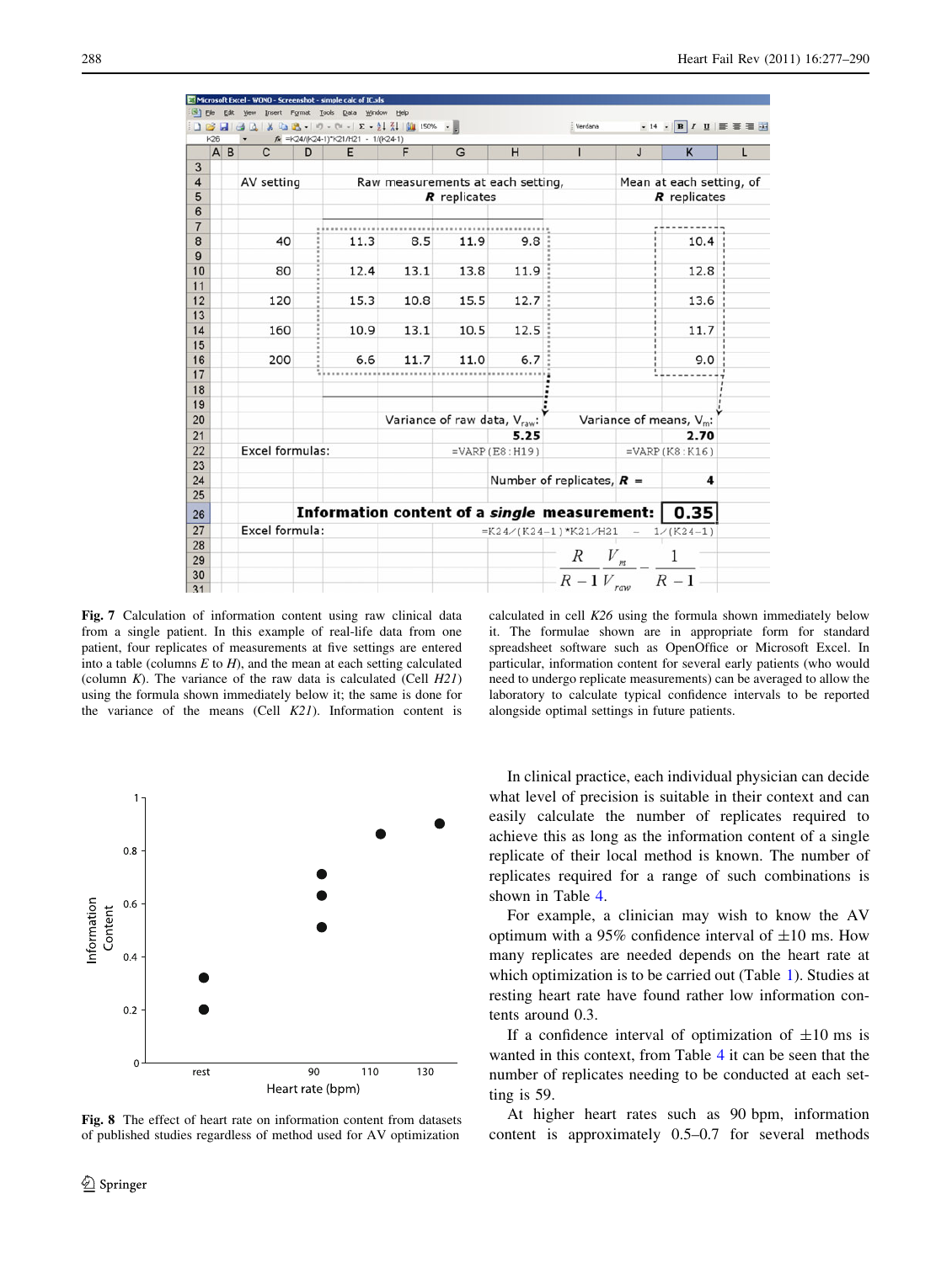Fig. 7 Calculation of information content using raw clinical data from a single patient. In this example of real-life data from one patient, four replicates of measurements at five settings are entered into a table (columns *E* to *H*), and the mean at each setting calculated (column *K*). The variance of the raw data is calculated (Cell *H21*) using the formula shown immediately below it; the same is done for the variance of the means (Cell *K21*). Information content is calculated in cell *K26* using the formula shown immediately below it. The formulae shown are in appropriate form for standard spreadsheet software such as OpenOffice or Microsoft Excel. In particular, information content for several early patients (who would need to undergo replicate measurements) can be averaged to allow the laboratory to calculate typical confidence intervals to be reported alongside optimal settings in future patients.

Fig. 8 The effect of heart rate on information content from datasets of published studies regardless of method used for AV optimization

In clinical practice, each individual physician can decide what level of precision is suitable in their context and can easily calculate the number of replicates required to achieve this as long as the information content of a single replicate of their local method is known. The number of replicates required for a range of such combinations is shown in Table 4.

For example, a clinician may wish to know the AV optimum with a 95% confidence interval of ±10 ms. How many replicates are needed depends on the heart rate at which optimization is to be carried out (Table 1). Studies at resting heart rate have found rather low information contents around 0.3.

If a confidence interval of optimization of ±10 ms is wanted in this context, from Table 4 it can be seen that the number of replicates needing to be conducted at each setting is 59.

At higher heart rates such as 90 bpm, information content is approximately 0.5–0.7 for several methods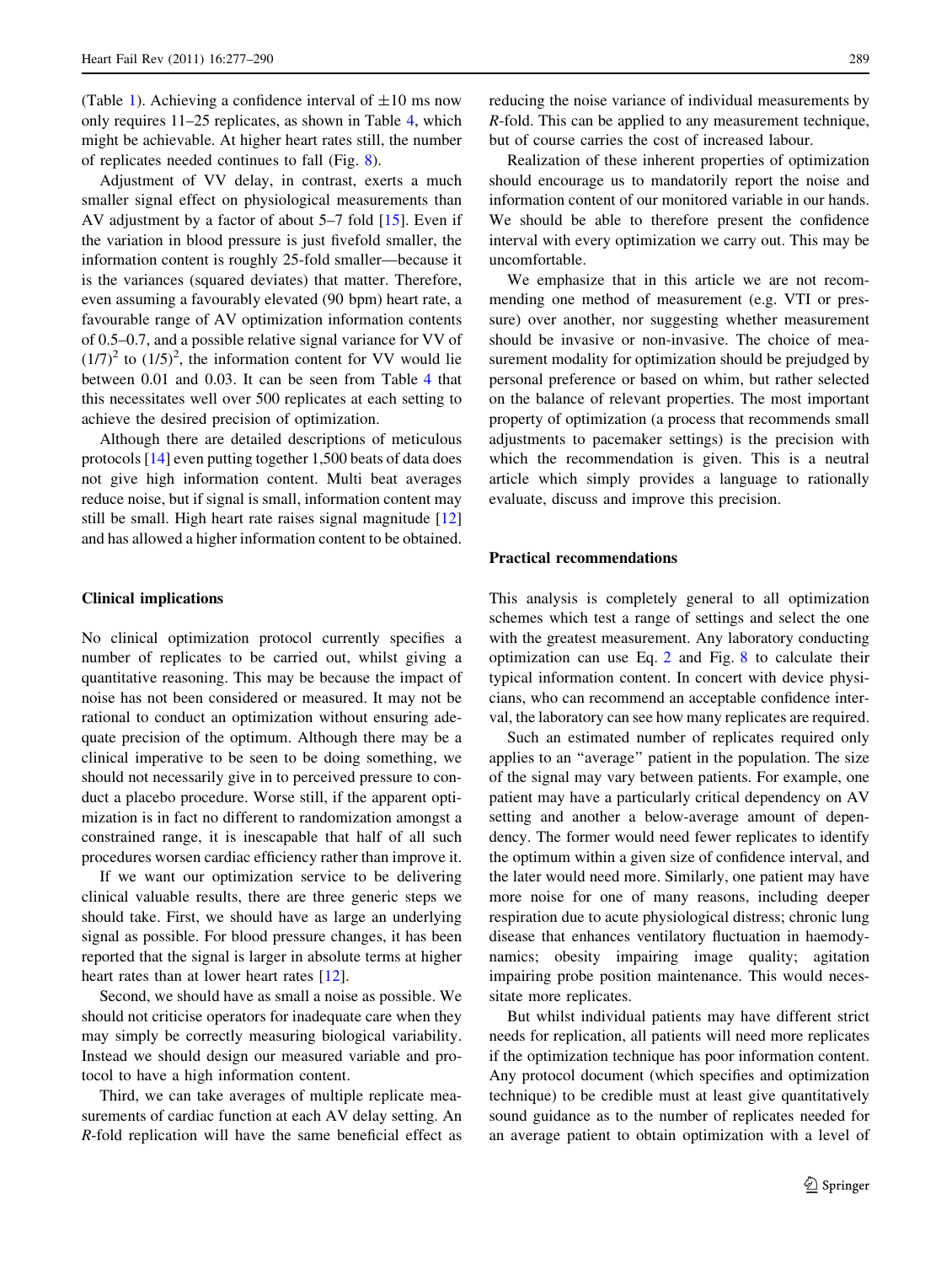(Table 1). Achieving a confidence interval of ±10 ms now only requires 11–25 replicates, as shown in Table 4, which might be achievable. At higher heart rates still, the number of replicates needed continues to fall (Fig. 8).

Adjustment of VV delay, in contrast, exerts a much smaller signal effect on physiological measurements than AV adjustment by a factor of about 5–7 fold [15]. Even if the variation in blood pressure is just fivefold smaller, the information content is roughly 25-fold smaller—because it is the variances (squared deviates) that matter. Therefore, even assuming a favourably elevated (90 bpm) heart rate, a favourable range of AV optimization information contents of 0.5–0.7, and a possible relative signal variance for VV of $(1/7)^2$ to $(1/5)^2$, the information content for VV would lie between 0.01 and 0.03. It can be seen from Table 4 that this necessitates well over 500 replicates at each setting to achieve the desired precision of optimization.

Although there are detailed descriptions of meticulous protocols [14] even putting together 1,500 beats of data does not give high information content. Multi beat averages reduce noise, but if signal is small, information content may still be small. High heart rate raises signal magnitude [12] and has allowed a higher information content to be obtained.

## Clinical implications

No clinical optimization protocol currently specifies a number of replicates to be carried out, whilst giving a quantitative reasoning. This may be because the impact of noise has not been considered or measured. It may not be rational to conduct an optimization without ensuring adequate precision of the optimum. Although there may be a clinical imperative to be seen to be doing something, we should not necessarily give in to perceived pressure to conduct a placebo procedure. Worse still, if the apparent optimization is in fact no different to randomization amongst a constrained range, it is inescapable that half of all such procedures worsen cardiac efficiency rather than improve it.

If we want our optimization service to be delivering clinical valuable results, there are three generic steps we should take. First, we should have as large an underlying signal as possible. For blood pressure changes, it has been reported that the signal is larger in absolute terms at higher heart rates than at lower heart rates [12].

Second, we should have as small a noise as possible. We should not criticise operators for inadequate care when they may simply be correctly measuring biological variability. Instead we should design our measured variable and protocol to have a high information content.

Third, we can take averages of multiple replicate measurements of cardiac function at each AV delay setting. An *R*-fold replication will have the same beneficial effect as reducing the noise variance of individual measurements by *R*-fold. This can be applied to any measurement technique, but of course carries the cost of increased labour.

Realization of these inherent properties of optimization should encourage us to mandatorily report the noise and information content of our monitored variable in our hands. We should be able to therefore present the confidence interval with every optimization we carry out. This may be uncomfortable.

We emphasize that in this article we are not recommending one method of measurement (e.g. VTI or pressure) over another, nor suggesting whether measurement should be invasive or non-invasive. The choice of measurement modality for optimization should be prejudged by personal preference or based on whim, but rather selected on the balance of relevant properties. The most important property of optimization (a process that recommends small adjustments to pacemaker settings) is the precision with which the recommendation is given. This is a neutral article which simply provides a language to rationally evaluate, discuss and improve this precision.

## Practical recommendations

This analysis is completely general to all optimization schemes which test a range of settings and select the one with the greatest measurement. Any laboratory conducting optimization can use Eq. 2 and Fig. 8 to calculate their typical information content. In concert with device physicians, who can recommend an acceptable confidence interval, the laboratory can see how many replicates are required.

Such an estimated number of replicates required only applies to an "average" patient in the population. The size of the signal may vary between patients. For example, one patient may have a particularly critical dependency on AV setting and another a below-average amount of dependency. The former would need fewer replicates to identify the optimum within a given size of confidence interval, and the later would need more. Similarly, one patient may have more noise for one of many reasons, including deeper respiration due to acute physiological distress; chronic lung disease that enhances ventilatory fluctuation in haemodynamics; obesity impairing image quality; agitation impairing probe position maintenance. This would necessitate more replicates.

But whilst individual patients may have different strict needs for replication, all patients will need more replicates if the optimization technique has poor information content. Any protocol document (which specifies and optimization technique) to be credible must at least give quantitatively sound guidance as to the number of replicates needed for an average patient to obtain optimization with a level of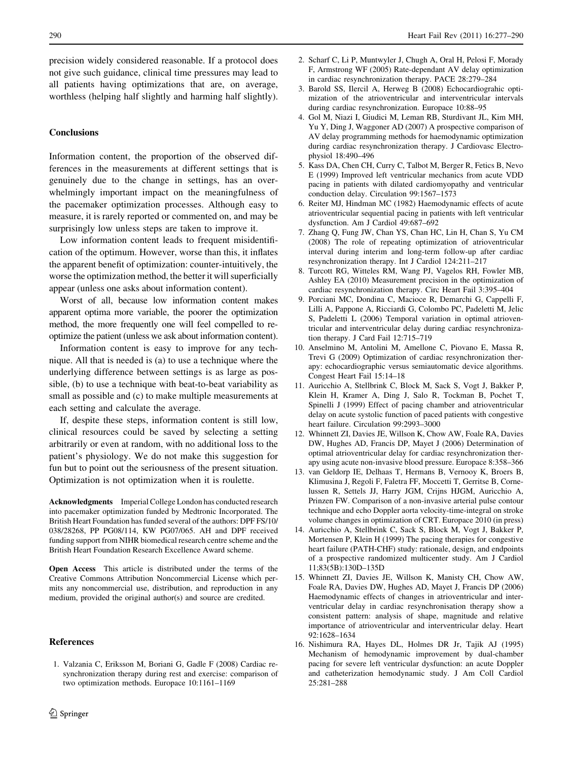precision widely considered reasonable. If a protocol does not give such guidance, clinical time pressures may lead to all patients having optimizations that are, on average, worthless (helping half slightly and harming half slightly).

## Conclusions

Information content, the proportion of the observed differences in the measurements at different settings that is genuinely due to the change in settings, has an overwhelmingly important impact on the meaningfulness of the pacemaker optimization processes. Although easy to measure, it is rarely reported or commented on, and may be surprisingly low unless steps are taken to improve it.

Low information content leads to frequent misidentification of the optimum. However, worse than this, it inflates the apparent benefit of optimization: counter-intuitively, the worse the optimization method, the better it will superficially appear (unless one asks about information content).

Worst of all, because low information content makes apparent optima more variable, the poorer the optimization method, the more frequently one will feel compelled to re-optimize the patient (unless we ask about information content).

Information content is easy to improve for any technique. All that is needed is (a) to use a technique where the underlying difference between settings is as large as possible, (b) to use a technique with beat-to-beat variability as small as possible and (c) to make multiple measurements at each setting and calculate the average.

If, despite these steps, information content is still low, clinical resources could be saved by selecting a setting arbitrarily or even at random, with no additional loss to the patient's physiology. We do not make this suggestion for fun but to point out the seriousness of the present situation. Optimization is not optimization when it is roulette.

**Acknowledgments** Imperial College London has conducted research into pacemaker optimization funded by Medtronic Incorporated. The British Heart Foundation has funded several of the authors: DPF FS/10/038/28268, PP PG08/114, KW PG07/065. AH and DPF received funding support from NIHR biomedical research centre scheme and the British Heart Foundation Research Excellence Award scheme.

**Open Access** This article is distributed under the terms of the Creative Commons Attribution Noncommercial License which permits any noncommercial use, distribution, and reproduction in any medium, provided the original author(s) and source are credited.

## References

1. Valzania C, Eriksson M, Boriani G, Gadle F (2008) Cardiac resynchronization therapy during rest and exercise: comparison of two optimization methods. Europace 10:1161–1169
2. Scharf C, Li P, Muntwyler J, Chugh A, Oral H, Pelosi F, Morady F, Armstrong WF (2005) Rate-dependant AV delay optimization in cardiac resynchronization therapy. PACE 28:279–284
3. Barold SS, Ilercil A, Herweg B (2008) Echocardiograhic optimization of the atrioventricular and interventricular intervals during cardiac resynchronization. Europace 10:88–95
4. Gol M, Niazi I, Giudici M, Leman RB, Sturdivant JL, Kim MH, Yu Y, Ding J, Waggoner AD (2007) A prospective comparison of AV delay programming methods for haemodynamic optimization during cardiac resynchronization therapy. J Cardiovasc Electrophysiol 18:490–496
5. Kass DA, Chen CH, Curry C, Talbot M, Berger R, Fetics B, Nevo E (1999) Improved left ventricular mechanics from acute VDD pacing in patients with dilated cardiomyopathy and ventricular conduction delay. Circulation 99:1567–1573
6. Reiter MJ, Hindman MC (1982) Haemodynamic effects of acute atrioventricular sequential pacing in patients with left ventricular dysfunction. Am J Cardiol 49:687–692
7. Zhang Q, Fung JW, Chan YS, Chan HC, Lin H, Chan S, Yu CM (2008) The role of repeating optimization of atrioventricular interval during interim and long-term follow-up after cardiac resynchronization therapy. Int J Cardiol 124:211–217
8. Turcott RG, Witteles RM, Wang PJ, Vagelos RH, Fowler MB, Ashley EA (2010) Measurement precision in the optimization of cardiac resynchronization therapy. Circ Heart Fail 3:395–404
9. Porciani MC, Dondina C, Macioce R, Demarchi G, Cappelli F, Lilli A, Pappone A, Ricciardi G, Colombo PC, Padeletti M, Jelic S, Padeletti L (2006) Temporal variation in optimal atrioventricular and interventricular delay during cardiac resynchronization therapy. J Card Fail 12:715–719
10. Anselmino M, Antolini M, Amellone C, Piovano E, Massa R, Trevi G (2009) Optimization of cardiac resynchronization therapy: echocardiographic versus semiautomatic device algorithms. Congest Heart Fail 15:14–18
11. Auricchio A, Stellbrink C, Block M, Sack S, Vogt J, Bakker P, Klein H, Kramer A, Ding J, Salo R, Tockman B, Pochet T, Spinelli J (1999) Effect of pacing chamber and atrioventricular delay on acute systolic function of paced patients with congestive heart failure. Circulation 99:2993–3000
12. Whinnett ZI, Davies JE, Willson K, Chow AW, Foale RA, Davies DW, Hughes AD, Francis DP, Mayet J (2006) Determination of optimal atrioventricular delay for cardiac resynchronization therapy using acute non-invasive blood pressure. Europace 8:358–366
13. van Geldorp IE, Delhaas T, Hermans B, Vernooy K, Broers B, Klimusina J, Regoli F, Faletra FF, Moccetti T, Gerritse B, Cornelussen R, Settels JJ, Harry JGM, Crijns HJGM, Auricchio A, Prinzen FW. Comparison of a non-invasive arterial pulse contour technique and echo Doppler aorta velocity-time-integral on stroke volume changes in optimization of CRT. Europace 2010 (in press)
14. Auricchio A, Stellbrink C, Sack S, Block M, Vogt J, Bakker P, Mortensen P, Klein H (1999) The pacing therapies for congestive heart failure (PATH-CHF) study: rationale, design, and endpoints of a prospective randomized multicenter study. Am J Cardiol 11;83(5B):130D–135D
15. Whinnett ZI, Davies JE, Willson K, Manisty CH, Chow AW, Foale RA, Davies DW, Hughes AD, Mayet J, Francis DP (2006) Haemodynamic effects of changes in atrioventricular and interventricular delay in cardiac resynchronisation therapy show a consistent pattern: analysis of shape, magnitude and relative importance of atrioventricular and interventricular delay. Heart 92:1628–1634
16. Nishimura RA, Hayes DL, Holmes DR Jr, Tajik AJ (1995) Mechanism of hemodynamic improvement by dual-chamber pacing for severe left ventricular dysfunction: an acute Doppler and catheterization hemodynamic study. J Am Coll Cardiol 25:281–288